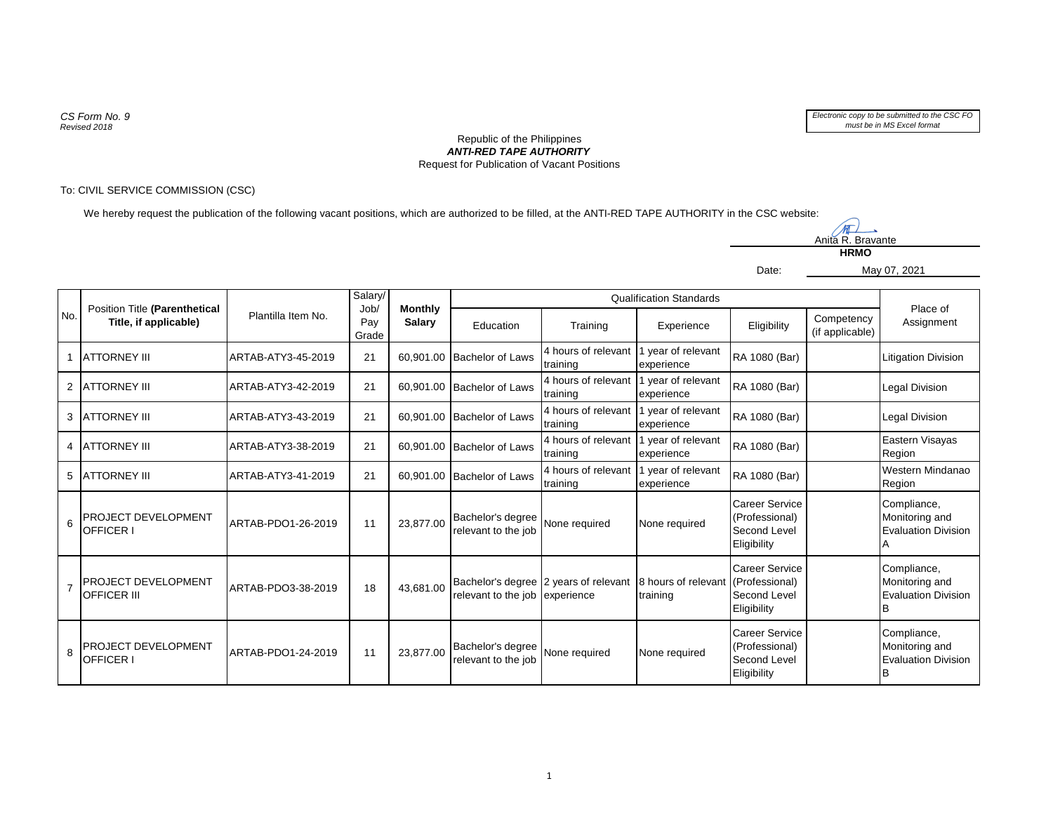*CS Form No. 9*
*Revised 2018*

*Electronic copy to be submitted to the CSC FO must be in MS Excel format*

Republic of the Philippines
***ANTI-RED TAPE AUTHORITY***
Request for Publication of Vacant Positions

To: CIVIL SERVICE COMMISSION (CSC)

We hereby request the publication of the following vacant positions, which are authorized to be filled, at the ANTI-RED TAPE AUTHORITY in the CSC website:

Anita R. Bravante
**HRMO**

Date: May 07, 2021

| No. | Position Title **(Parenthetical Title, if applicable)** | Plantilla Item No. | Salary/ Job/ Pay Grade | **Monthly Salary** | Qualification Standards | | | | | Place of Assignment |
|---|---|---|---|---|---|---|---|---|---|---|
| | | | | | Education | Training | Experience | Eligibility | Competency (if applicable) | |
| 1 | ATTORNEY III | ARTAB-ATY3-45-2019 | 21 | 60,901.00 | Bachelor of Laws | 4 hours of relevant training | 1 year of relevant experience | RA 1080 (Bar) | | Litigation Division |
| 2 | ATTORNEY III | ARTAB-ATY3-42-2019 | 21 | 60,901.00 | Bachelor of Laws | 4 hours of relevant training | 1 year of relevant experience | RA 1080 (Bar) | | Legal Division |
| 3 | ATTORNEY III | ARTAB-ATY3-43-2019 | 21 | 60,901.00 | Bachelor of Laws | 4 hours of relevant training | 1 year of relevant experience | RA 1080 (Bar) | | Legal Division |
| 4 | ATTORNEY III | ARTAB-ATY3-38-2019 | 21 | 60,901.00 | Bachelor of Laws | 4 hours of relevant training | 1 year of relevant experience | RA 1080 (Bar) | | Eastern Visayas Region |
| 5 | ATTORNEY III | ARTAB-ATY3-41-2019 | 21 | 60,901.00 | Bachelor of Laws | 4 hours of relevant training | 1 year of relevant experience | RA 1080 (Bar) | | Western Mindanao Region |
| 6 | PROJECT DEVELOPMENT OFFICER I | ARTAB-PDO1-26-2019 | 11 | 23,877.00 | Bachelor's degree relevant to the job | None required | None required | Career Service (Professional) Second Level Eligibility | | Compliance, Monitoring and Evaluation Division A |
| 7 | PROJECT DEVELOPMENT OFFICER III | ARTAB-PDO3-38-2019 | 18 | 43,681.00 | Bachelor's degree relevant to the job | 2 years of relevant experience | 8 hours of relevant training | Career Service (Professional) Second Level Eligibility | | Compliance, Monitoring and Evaluation Division B |
| 8 | PROJECT DEVELOPMENT OFFICER I | ARTAB-PDO1-24-2019 | 11 | 23,877.00 | Bachelor's degree relevant to the job | None required | None required | Career Service (Professional) Second Level Eligibility | | Compliance, Monitoring and Evaluation Division B |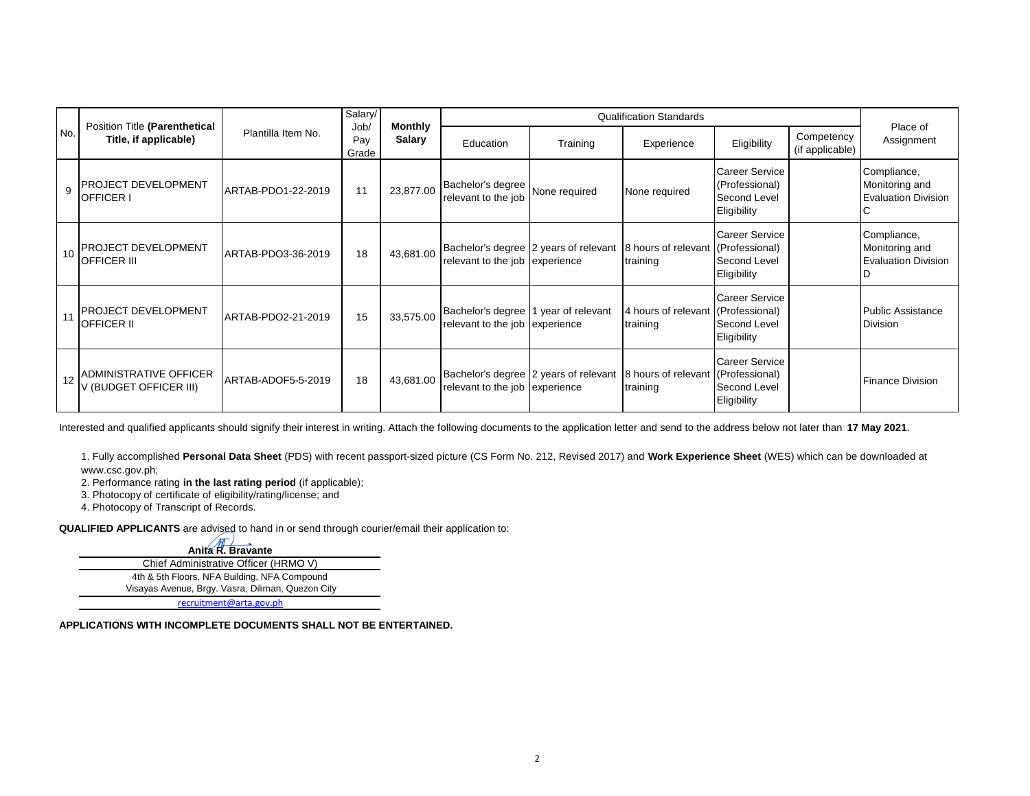| No. | Position Title **(Parenthetical Title, if applicable)** | Plantilla Item No. | Salary/ Job/ Pay Grade | **Monthly Salary** | Qualification Standards | | | | | Place of Assignment |
|---|---|---|---|---|---|---|---|---|---|---|
| | | | | | Education | Training | Experience | Eligibility | Competency (if applicable) | |
| 9 | PROJECT DEVELOPMENT OFFICER I | ARTAB-PDO1-22-2019 | 11 | 23,877.00 | Bachelor's degree relevant to the job | None required | None required | Career Service (Professional) Second Level Eligibility | | Compliance, Monitoring and Evaluation Division C |
| 10 | PROJECT DEVELOPMENT OFFICER III | ARTAB-PDO3-36-2019 | 18 | 43,681.00 | Bachelor's degree relevant to the job | 2 years of relevant experience | 8 hours of relevant training | Career Service (Professional) Second Level Eligibility | | Compliance, Monitoring and Evaluation Division D |
| 11 | PROJECT DEVELOPMENT OFFICER II | ARTAB-PDO2-21-2019 | 15 | 33,575.00 | Bachelor's degree relevant to the job | 1 year of relevant experience | 4 hours of relevant training | Career Service (Professional) Second Level Eligibility | | Public Assistance Division |
| 12 | ADMINISTRATIVE OFFICER V (BUDGET OFFICER III) | ARTAB-ADOF5-5-2019 | 18 | 43,681.00 | Bachelor's degree relevant to the job | 2 years of relevant experience | 8 hours of relevant training | Career Service (Professional) Second Level Eligibility | | Finance Division |

Interested and qualified applicants should signify their interest in writing. Attach the following documents to the application letter and send to the address below not later than **17 May 2021**.

1. Fully accomplished **Personal Data Sheet** (PDS) with recent passport-sized picture (CS Form No. 212, Revised 2017) and **Work Experience Sheet** (WES) which can be downloaded at www.csc.gov.ph;
2. Performance rating **in the last rating period** (if applicable);
3. Photocopy of certificate of eligibility/rating/license; and
4. Photocopy of Transcript of Records.

**QUALIFIED APPLICANTS** are advised to hand in or send through courier/email their application to:

**Anita R. Bravante**
Chief Administrative Officer (HRMO V)
4th & 5th Floors, NFA Building, NFA Compound
Visayas Avenue, Brgy. Vasra, Diliman, Quezon City
recruitment@arta.gov.ph

**APPLICATIONS WITH INCOMPLETE DOCUMENTS SHALL NOT BE ENTERTAINED.**